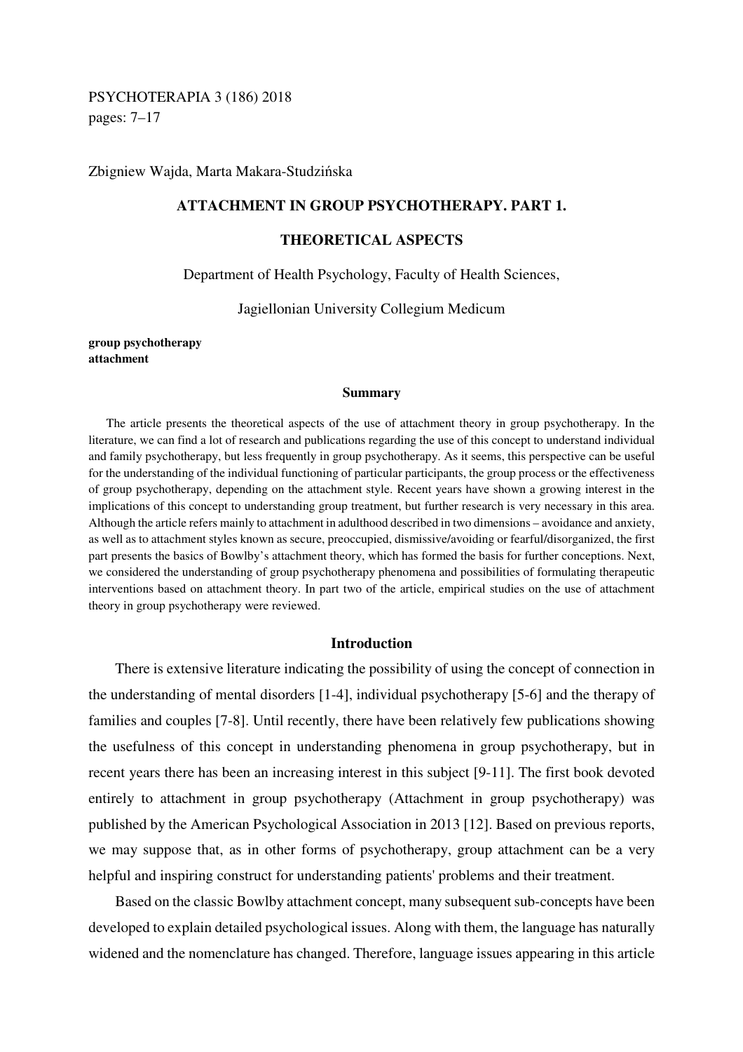PSYCHOTERAPIA 3 (186) 2018
pages: 7–17

Zbigniew Wajda, Marta Makara-Studzińska

# ATTACHMENT IN GROUP PSYCHOTHERAPY. PART 1.

# THEORETICAL ASPECTS

Department of Health Psychology, Faculty of Health Sciences,

Jagiellonian University Collegium Medicum

**group psychotherapy**
**attachment**

## Summary

The article presents the theoretical aspects of the use of attachment theory in group psychotherapy. In the literature, we can find a lot of research and publications regarding the use of this concept to understand individual and family psychotherapy, but less frequently in group psychotherapy. As it seems, this perspective can be useful for the understanding of the individual functioning of particular participants, the group process or the effectiveness of group psychotherapy, depending on the attachment style. Recent years have shown a growing interest in the implications of this concept to understanding group treatment, but further research is very necessary in this area. Although the article refers mainly to attachment in adulthood described in two dimensions – avoidance and anxiety, as well as to attachment styles known as secure, preoccupied, dismissive/avoiding or fearful/disorganized, the first part presents the basics of Bowlby's attachment theory, which has formed the basis for further conceptions. Next, we considered the understanding of group psychotherapy phenomena and possibilities of formulating therapeutic interventions based on attachment theory. In part two of the article, empirical studies on the use of attachment theory in group psychotherapy were reviewed.

## Introduction

There is extensive literature indicating the possibility of using the concept of connection in the understanding of mental disorders [1-4], individual psychotherapy [5-6] and the therapy of families and couples [7-8]. Until recently, there have been relatively few publications showing the usefulness of this concept in understanding phenomena in group psychotherapy, but in recent years there has been an increasing interest in this subject [9-11]. The first book devoted entirely to attachment in group psychotherapy (Attachment in group psychotherapy) was published by the American Psychological Association in 2013 [12]. Based on previous reports, we may suppose that, as in other forms of psychotherapy, group attachment can be a very helpful and inspiring construct for understanding patients' problems and their treatment.

Based on the classic Bowlby attachment concept, many subsequent sub-concepts have been developed to explain detailed psychological issues. Along with them, the language has naturally widened and the nomenclature has changed. Therefore, language issues appearing in this article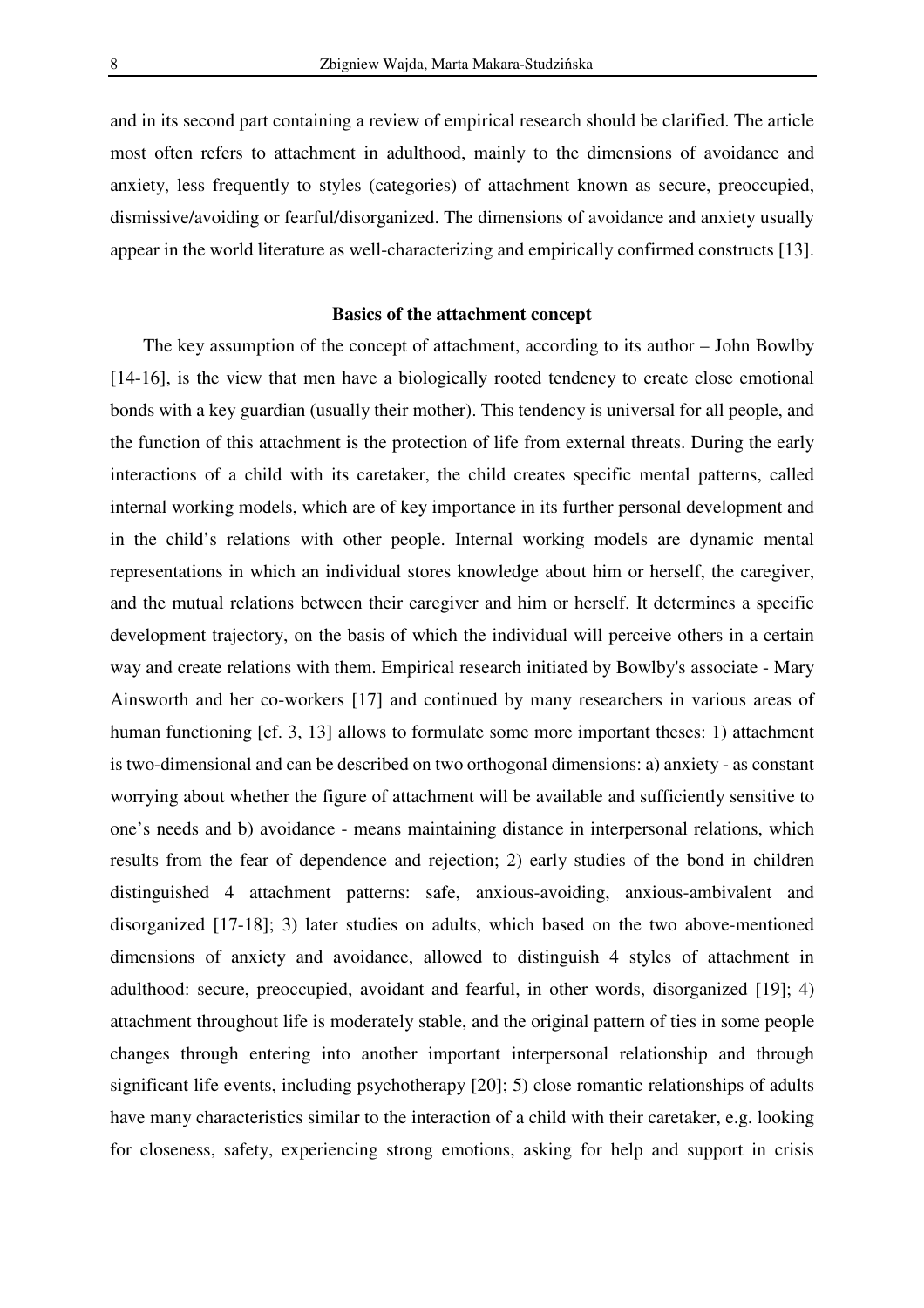and in its second part containing a review of empirical research should be clarified. The article most often refers to attachment in adulthood, mainly to the dimensions of avoidance and anxiety, less frequently to styles (categories) of attachment known as secure, preoccupied, dismissive/avoiding or fearful/disorganized. The dimensions of avoidance and anxiety usually appear in the world literature as well-characterizing and empirically confirmed constructs [13].

## Basics of the attachment concept

The key assumption of the concept of attachment, according to its author – John Bowlby [14-16], is the view that men have a biologically rooted tendency to create close emotional bonds with a key guardian (usually their mother). This tendency is universal for all people, and the function of this attachment is the protection of life from external threats. During the early interactions of a child with its caretaker, the child creates specific mental patterns, called internal working models, which are of key importance in its further personal development and in the child's relations with other people. Internal working models are dynamic mental representations in which an individual stores knowledge about him or herself, the caregiver, and the mutual relations between their caregiver and him or herself. It determines a specific development trajectory, on the basis of which the individual will perceive others in a certain way and create relations with them. Empirical research initiated by Bowlby's associate - Mary Ainsworth and her co-workers [17] and continued by many researchers in various areas of human functioning [cf. 3, 13] allows to formulate some more important theses: 1) attachment is two-dimensional and can be described on two orthogonal dimensions: a) anxiety - as constant worrying about whether the figure of attachment will be available and sufficiently sensitive to one's needs and b) avoidance - means maintaining distance in interpersonal relations, which results from the fear of dependence and rejection; 2) early studies of the bond in children distinguished 4 attachment patterns: safe, anxious-avoiding, anxious-ambivalent and disorganized [17-18]; 3) later studies on adults, which based on the two above-mentioned dimensions of anxiety and avoidance, allowed to distinguish 4 styles of attachment in adulthood: secure, preoccupied, avoidant and fearful, in other words, disorganized [19]; 4) attachment throughout life is moderately stable, and the original pattern of ties in some people changes through entering into another important interpersonal relationship and through significant life events, including psychotherapy [20]; 5) close romantic relationships of adults have many characteristics similar to the interaction of a child with their caretaker, e.g. looking for closeness, safety, experiencing strong emotions, asking for help and support in crisis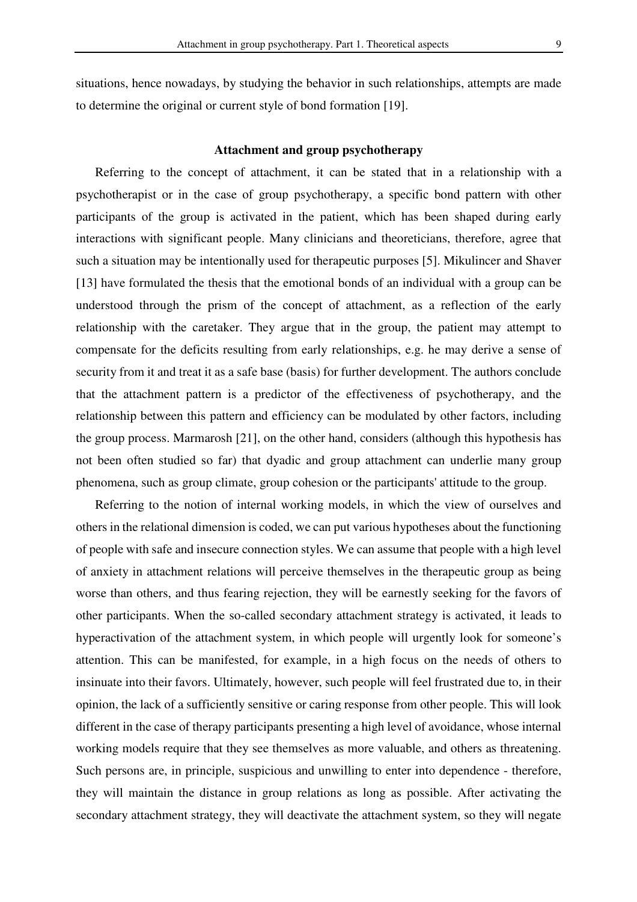situations, hence nowadays, by studying the behavior in such relationships, attempts are made to determine the original or current style of bond formation [19].

## Attachment and group psychotherapy

Referring to the concept of attachment, it can be stated that in a relationship with a psychotherapist or in the case of group psychotherapy, a specific bond pattern with other participants of the group is activated in the patient, which has been shaped during early interactions with significant people. Many clinicians and theoreticians, therefore, agree that such a situation may be intentionally used for therapeutic purposes [5]. Mikulincer and Shaver [13] have formulated the thesis that the emotional bonds of an individual with a group can be understood through the prism of the concept of attachment, as a reflection of the early relationship with the caretaker. They argue that in the group, the patient may attempt to compensate for the deficits resulting from early relationships, e.g. he may derive a sense of security from it and treat it as a safe base (basis) for further development. The authors conclude that the attachment pattern is a predictor of the effectiveness of psychotherapy, and the relationship between this pattern and efficiency can be modulated by other factors, including the group process. Marmarosh [21], on the other hand, considers (although this hypothesis has not been often studied so far) that dyadic and group attachment can underlie many group phenomena, such as group climate, group cohesion or the participants' attitude to the group.

Referring to the notion of internal working models, in which the view of ourselves and others in the relational dimension is coded, we can put various hypotheses about the functioning of people with safe and insecure connection styles. We can assume that people with a high level of anxiety in attachment relations will perceive themselves in the therapeutic group as being worse than others, and thus fearing rejection, they will be earnestly seeking for the favors of other participants. When the so-called secondary attachment strategy is activated, it leads to hyperactivation of the attachment system, in which people will urgently look for someone's attention. This can be manifested, for example, in a high focus on the needs of others to insinuate into their favors. Ultimately, however, such people will feel frustrated due to, in their opinion, the lack of a sufficiently sensitive or caring response from other people. This will look different in the case of therapy participants presenting a high level of avoidance, whose internal working models require that they see themselves as more valuable, and others as threatening. Such persons are, in principle, suspicious and unwilling to enter into dependence - therefore, they will maintain the distance in group relations as long as possible. After activating the secondary attachment strategy, they will deactivate the attachment system, so they will negate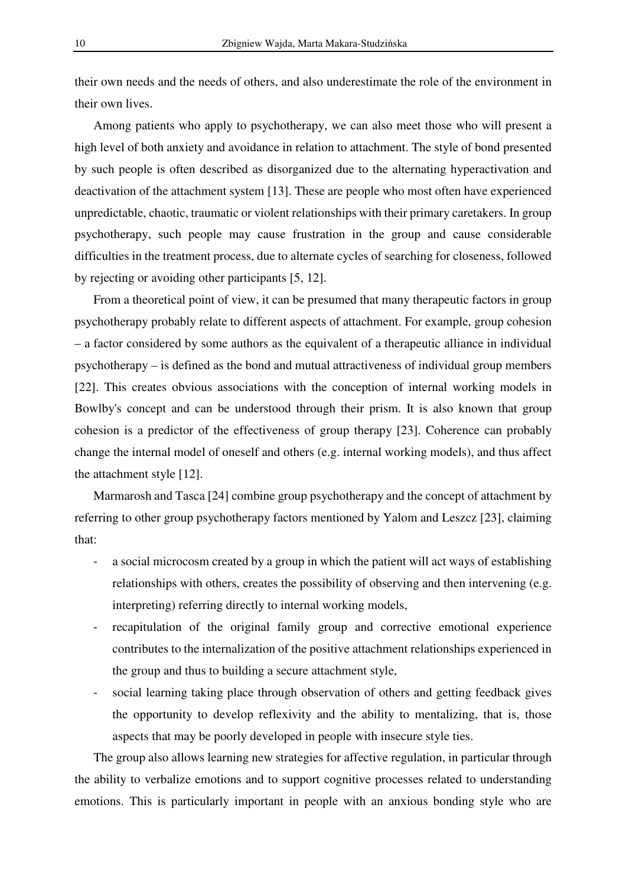their own needs and the needs of others, and also underestimate the role of the environment in their own lives.

Among patients who apply to psychotherapy, we can also meet those who will present a high level of both anxiety and avoidance in relation to attachment. The style of bond presented by such people is often described as disorganized due to the alternating hyperactivation and deactivation of the attachment system [13]. These are people who most often have experienced unpredictable, chaotic, traumatic or violent relationships with their primary caretakers. In group psychotherapy, such people may cause frustration in the group and cause considerable difficulties in the treatment process, due to alternate cycles of searching for closeness, followed by rejecting or avoiding other participants [5, 12].

From a theoretical point of view, it can be presumed that many therapeutic factors in group psychotherapy probably relate to different aspects of attachment. For example, group cohesion – a factor considered by some authors as the equivalent of a therapeutic alliance in individual psychotherapy – is defined as the bond and mutual attractiveness of individual group members [22]. This creates obvious associations with the conception of internal working models in Bowlby's concept and can be understood through their prism. It is also known that group cohesion is a predictor of the effectiveness of group therapy [23]. Coherence can probably change the internal model of oneself and others (e.g. internal working models), and thus affect the attachment style [12].

Marmarosh and Tasca [24] combine group psychotherapy and the concept of attachment by referring to other group psychotherapy factors mentioned by Yalom and Leszcz [23], claiming that:

- a social microcosm created by a group in which the patient will act ways of establishing relationships with others, creates the possibility of observing and then intervening (e.g. interpreting) referring directly to internal working models,
- recapitulation of the original family group and corrective emotional experience contributes to the internalization of the positive attachment relationships experienced in the group and thus to building a secure attachment style,
- social learning taking place through observation of others and getting feedback gives the opportunity to develop reflexivity and the ability to mentalizing, that is, those aspects that may be poorly developed in people with insecure style ties.

The group also allows learning new strategies for affective regulation, in particular through the ability to verbalize emotions and to support cognitive processes related to understanding emotions. This is particularly important in people with an anxious bonding style who are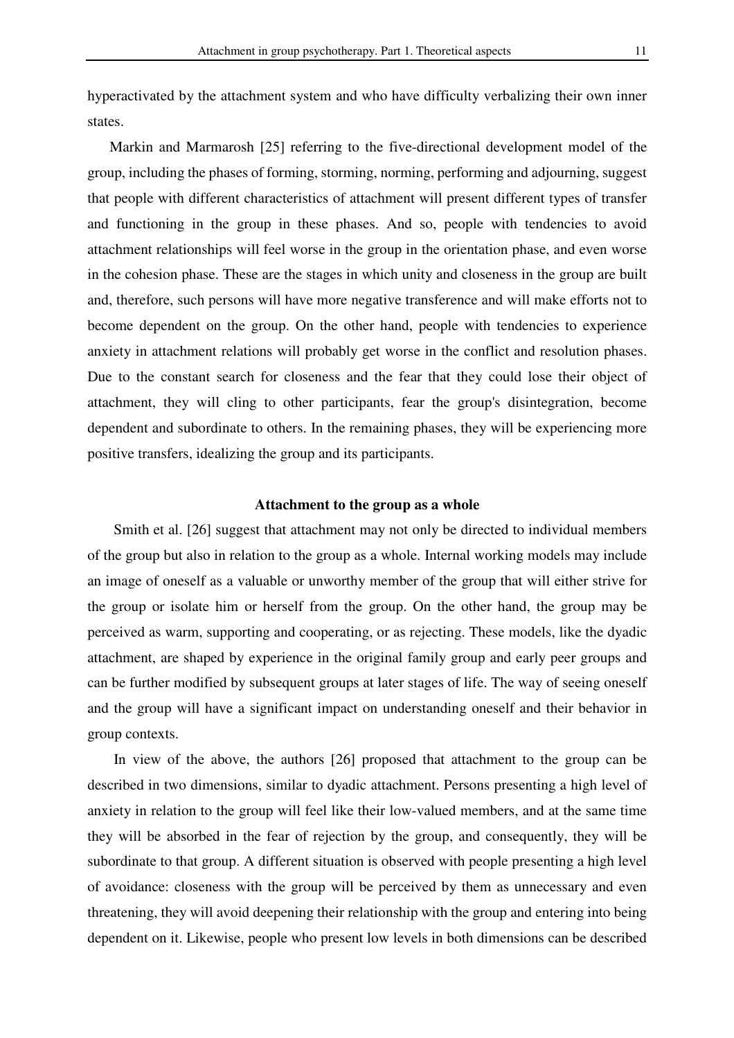hyperactivated by the attachment system and who have difficulty verbalizing their own inner states.

Markin and Marmarosh [25] referring to the five-directional development model of the group, including the phases of forming, storming, norming, performing and adjourning, suggest that people with different characteristics of attachment will present different types of transfer and functioning in the group in these phases. And so, people with tendencies to avoid attachment relationships will feel worse in the group in the orientation phase, and even worse in the cohesion phase. These are the stages in which unity and closeness in the group are built and, therefore, such persons will have more negative transference and will make efforts not to become dependent on the group. On the other hand, people with tendencies to experience anxiety in attachment relations will probably get worse in the conflict and resolution phases. Due to the constant search for closeness and the fear that they could lose their object of attachment, they will cling to other participants, fear the group's disintegration, become dependent and subordinate to others. In the remaining phases, they will be experiencing more positive transfers, idealizing the group and its participants.

### Attachment to the group as a whole

Smith et al. [26] suggest that attachment may not only be directed to individual members of the group but also in relation to the group as a whole. Internal working models may include an image of oneself as a valuable or unworthy member of the group that will either strive for the group or isolate him or herself from the group. On the other hand, the group may be perceived as warm, supporting and cooperating, or as rejecting. These models, like the dyadic attachment, are shaped by experience in the original family group and early peer groups and can be further modified by subsequent groups at later stages of life. The way of seeing oneself and the group will have a significant impact on understanding oneself and their behavior in group contexts.

In view of the above, the authors [26] proposed that attachment to the group can be described in two dimensions, similar to dyadic attachment. Persons presenting a high level of anxiety in relation to the group will feel like their low-valued members, and at the same time they will be absorbed in the fear of rejection by the group, and consequently, they will be subordinate to that group. A different situation is observed with people presenting a high level of avoidance: closeness with the group will be perceived by them as unnecessary and even threatening, they will avoid deepening their relationship with the group and entering into being dependent on it. Likewise, people who present low levels in both dimensions can be described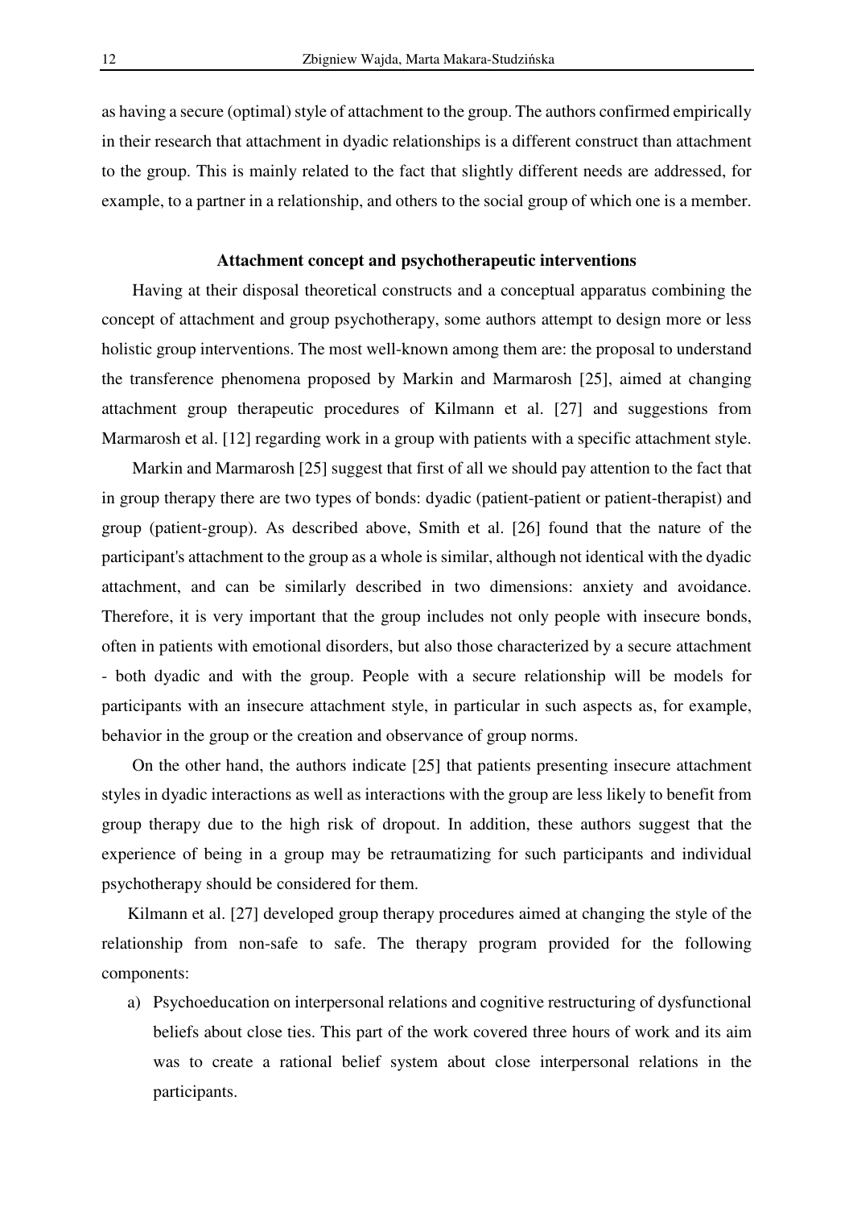as having a secure (optimal) style of attachment to the group. The authors confirmed empirically in their research that attachment in dyadic relationships is a different construct than attachment to the group. This is mainly related to the fact that slightly different needs are addressed, for example, to a partner in a relationship, and others to the social group of which one is a member.

## Attachment concept and psychotherapeutic interventions

Having at their disposal theoretical constructs and a conceptual apparatus combining the concept of attachment and group psychotherapy, some authors attempt to design more or less holistic group interventions. The most well-known among them are: the proposal to understand the transference phenomena proposed by Markin and Marmarosh [25], aimed at changing attachment group therapeutic procedures of Kilmann et al. [27] and suggestions from Marmarosh et al. [12] regarding work in a group with patients with a specific attachment style.

Markin and Marmarosh [25] suggest that first of all we should pay attention to the fact that in group therapy there are two types of bonds: dyadic (patient-patient or patient-therapist) and group (patient-group). As described above, Smith et al. [26] found that the nature of the participant's attachment to the group as a whole is similar, although not identical with the dyadic attachment, and can be similarly described in two dimensions: anxiety and avoidance. Therefore, it is very important that the group includes not only people with insecure bonds, often in patients with emotional disorders, but also those characterized by a secure attachment - both dyadic and with the group. People with a secure relationship will be models for participants with an insecure attachment style, in particular in such aspects as, for example, behavior in the group or the creation and observance of group norms.

On the other hand, the authors indicate [25] that patients presenting insecure attachment styles in dyadic interactions as well as interactions with the group are less likely to benefit from group therapy due to the high risk of dropout. In addition, these authors suggest that the experience of being in a group may be retraumatizing for such participants and individual psychotherapy should be considered for them.

Kilmann et al. [27] developed group therapy procedures aimed at changing the style of the relationship from non-safe to safe. The therapy program provided for the following components:

a) Psychoeducation on interpersonal relations and cognitive restructuring of dysfunctional beliefs about close ties. This part of the work covered three hours of work and its aim was to create a rational belief system about close interpersonal relations in the participants.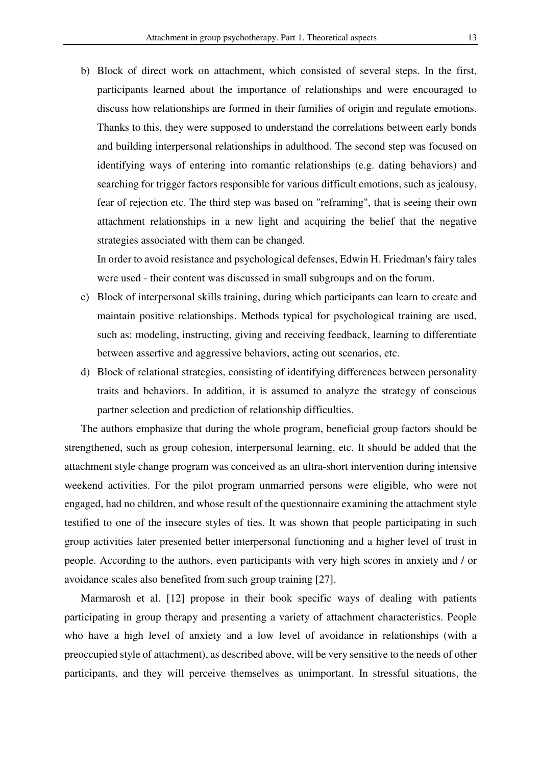b) Block of direct work on attachment, which consisted of several steps. In the first, participants learned about the importance of relationships and were encouraged to discuss how relationships are formed in their families of origin and regulate emotions. Thanks to this, they were supposed to understand the correlations between early bonds and building interpersonal relationships in adulthood. The second step was focused on identifying ways of entering into romantic relationships (e.g. dating behaviors) and searching for trigger factors responsible for various difficult emotions, such as jealousy, fear of rejection etc. The third step was based on "reframing", that is seeing their own attachment relationships in a new light and acquiring the belief that the negative strategies associated with them can be changed.

   In order to avoid resistance and psychological defenses, Edwin H. Friedman's fairy tales were used - their content was discussed in small subgroups and on the forum.

c) Block of interpersonal skills training, during which participants can learn to create and maintain positive relationships. Methods typical for psychological training are used, such as: modeling, instructing, giving and receiving feedback, learning to differentiate between assertive and aggressive behaviors, acting out scenarios, etc.

d) Block of relational strategies, consisting of identifying differences between personality traits and behaviors. In addition, it is assumed to analyze the strategy of conscious partner selection and prediction of relationship difficulties.

The authors emphasize that during the whole program, beneficial group factors should be strengthened, such as group cohesion, interpersonal learning, etc. It should be added that the attachment style change program was conceived as an ultra-short intervention during intensive weekend activities. For the pilot program unmarried persons were eligible, who were not engaged, had no children, and whose result of the questionnaire examining the attachment style testified to one of the insecure styles of ties. It was shown that people participating in such group activities later presented better interpersonal functioning and a higher level of trust in people. According to the authors, even participants with very high scores in anxiety and / or avoidance scales also benefited from such group training [27].

Marmarosh et al. [12] propose in their book specific ways of dealing with patients participating in group therapy and presenting a variety of attachment characteristics. People who have a high level of anxiety and a low level of avoidance in relationships (with a preoccupied style of attachment), as described above, will be very sensitive to the needs of other participants, and they will perceive themselves as unimportant. In stressful situations, the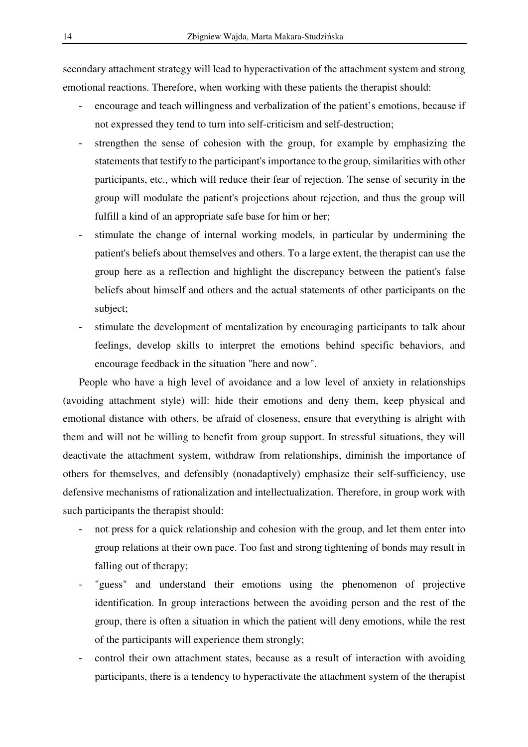secondary attachment strategy will lead to hyperactivation of the attachment system and strong emotional reactions. Therefore, when working with these patients the therapist should:

- encourage and teach willingness and verbalization of the patient's emotions, because if not expressed they tend to turn into self-criticism and self-destruction;
- strengthen the sense of cohesion with the group, for example by emphasizing the statements that testify to the participant's importance to the group, similarities with other participants, etc., which will reduce their fear of rejection. The sense of security in the group will modulate the patient's projections about rejection, and thus the group will fulfill a kind of an appropriate safe base for him or her;
- stimulate the change of internal working models, in particular by undermining the patient's beliefs about themselves and others. To a large extent, the therapist can use the group here as a reflection and highlight the discrepancy between the patient's false beliefs about himself and others and the actual statements of other participants on the subject;
- stimulate the development of mentalization by encouraging participants to talk about feelings, develop skills to interpret the emotions behind specific behaviors, and encourage feedback in the situation "here and now".

People who have a high level of avoidance and a low level of anxiety in relationships (avoiding attachment style) will: hide their emotions and deny them, keep physical and emotional distance with others, be afraid of closeness, ensure that everything is alright with them and will not be willing to benefit from group support. In stressful situations, they will deactivate the attachment system, withdraw from relationships, diminish the importance of others for themselves, and defensibly (nonadaptively) emphasize their self-sufficiency, use defensive mechanisms of rationalization and intellectualization. Therefore, in group work with such participants the therapist should:

- not press for a quick relationship and cohesion with the group, and let them enter into group relations at their own pace. Too fast and strong tightening of bonds may result in falling out of therapy;
- "guess" and understand their emotions using the phenomenon of projective identification. In group interactions between the avoiding person and the rest of the group, there is often a situation in which the patient will deny emotions, while the rest of the participants will experience them strongly;
- control their own attachment states, because as a result of interaction with avoiding participants, there is a tendency to hyperactivate the attachment system of the therapist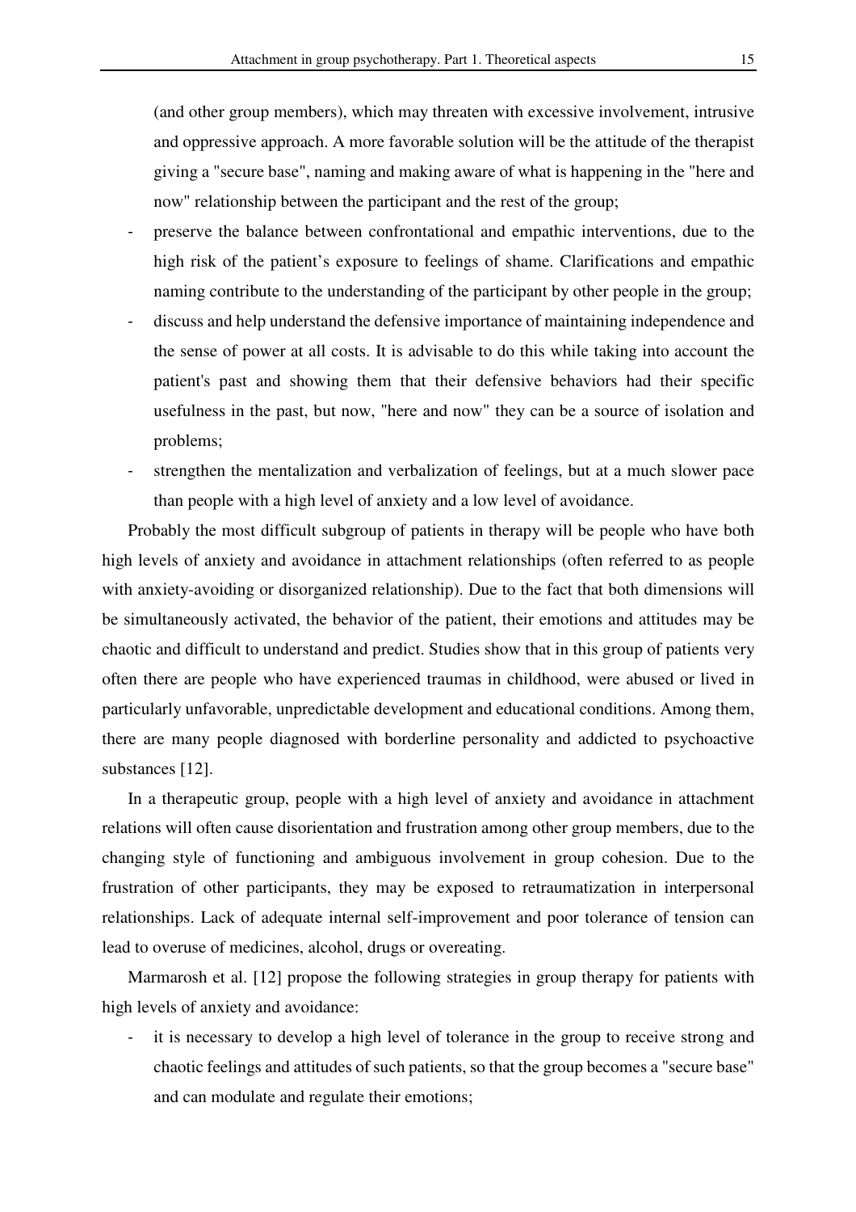(and other group members), which may threaten with excessive involvement, intrusive and oppressive approach. A more favorable solution will be the attitude of the therapist giving a "secure base", naming and making aware of what is happening in the "here and now" relationship between the participant and the rest of the group;

- preserve the balance between confrontational and empathic interventions, due to the high risk of the patient's exposure to feelings of shame. Clarifications and empathic naming contribute to the understanding of the participant by other people in the group;
- discuss and help understand the defensive importance of maintaining independence and the sense of power at all costs. It is advisable to do this while taking into account the patient's past and showing them that their defensive behaviors had their specific usefulness in the past, but now, "here and now" they can be a source of isolation and problems;
- strengthen the mentalization and verbalization of feelings, but at a much slower pace than people with a high level of anxiety and a low level of avoidance.

Probably the most difficult subgroup of patients in therapy will be people who have both high levels of anxiety and avoidance in attachment relationships (often referred to as people with anxiety-avoiding or disorganized relationship). Due to the fact that both dimensions will be simultaneously activated, the behavior of the patient, their emotions and attitudes may be chaotic and difficult to understand and predict. Studies show that in this group of patients very often there are people who have experienced traumas in childhood, were abused or lived in particularly unfavorable, unpredictable development and educational conditions. Among them, there are many people diagnosed with borderline personality and addicted to psychoactive substances [12].

In a therapeutic group, people with a high level of anxiety and avoidance in attachment relations will often cause disorientation and frustration among other group members, due to the changing style of functioning and ambiguous involvement in group cohesion. Due to the frustration of other participants, they may be exposed to retraumatization in interpersonal relationships. Lack of adequate internal self-improvement and poor tolerance of tension can lead to overuse of medicines, alcohol, drugs or overeating.

Marmarosh et al. [12] propose the following strategies in group therapy for patients with high levels of anxiety and avoidance:

- it is necessary to develop a high level of tolerance in the group to receive strong and chaotic feelings and attitudes of such patients, so that the group becomes a "secure base" and can modulate and regulate their emotions;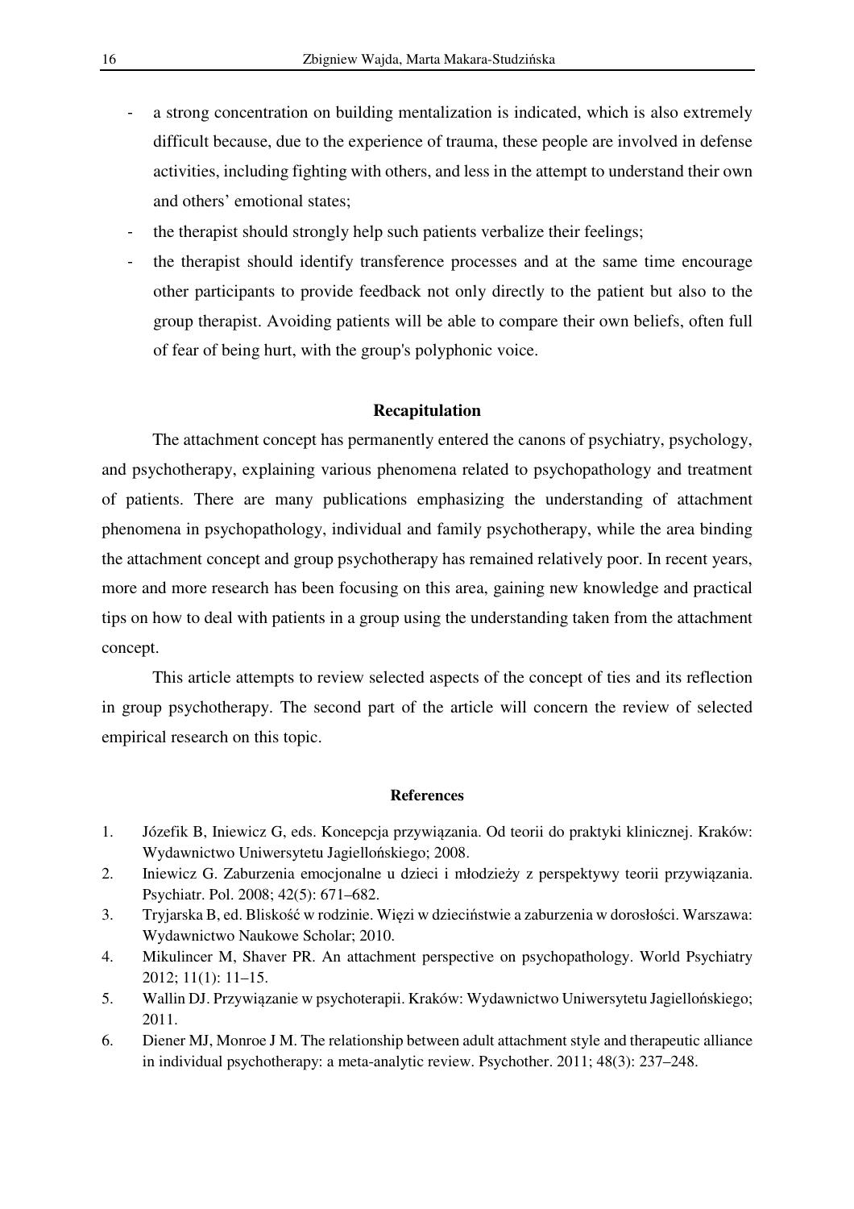- a strong concentration on building mentalization is indicated, which is also extremely difficult because, due to the experience of trauma, these people are involved in defense activities, including fighting with others, and less in the attempt to understand their own and others' emotional states;
- the therapist should strongly help such patients verbalize their feelings;
- the therapist should identify transference processes and at the same time encourage other participants to provide feedback not only directly to the patient but also to the group therapist. Avoiding patients will be able to compare their own beliefs, often full of fear of being hurt, with the group's polyphonic voice.

## Recapitulation

The attachment concept has permanently entered the canons of psychiatry, psychology, and psychotherapy, explaining various phenomena related to psychopathology and treatment of patients. There are many publications emphasizing the understanding of attachment phenomena in psychopathology, individual and family psychotherapy, while the area binding the attachment concept and group psychotherapy has remained relatively poor. In recent years, more and more research has been focusing on this area, gaining new knowledge and practical tips on how to deal with patients in a group using the understanding taken from the attachment concept.

This article attempts to review selected aspects of the concept of ties and its reflection in group psychotherapy. The second part of the article will concern the review of selected empirical research on this topic.

## References

1. Józefik B, Iniewicz G, eds. Koncepcja przywiązania. Od teorii do praktyki klinicznej. Kraków: Wydawnictwo Uniwersytetu Jagiellońskiego; 2008.
2. Iniewicz G. Zaburzenia emocjonalne u dzieci i młodzieży z perspektywy teorii przywiązania. Psychiatr. Pol. 2008; 42(5): 671–682.
3. Tryjarska B, ed. Bliskość w rodzinie. Więzi w dzieciństwie a zaburzenia w dorosłości. Warszawa: Wydawnictwo Naukowe Scholar; 2010.
4. Mikulincer M, Shaver PR. An attachment perspective on psychopathology. World Psychiatry 2012; 11(1): 11–15.
5. Wallin DJ. Przywiązanie w psychoterapii. Kraków: Wydawnictwo Uniwersytetu Jagiellońskiego; 2011.
6. Diener MJ, Monroe J M. The relationship between adult attachment style and therapeutic alliance in individual psychotherapy: a meta-analytic review. Psychother. 2011; 48(3): 237–248.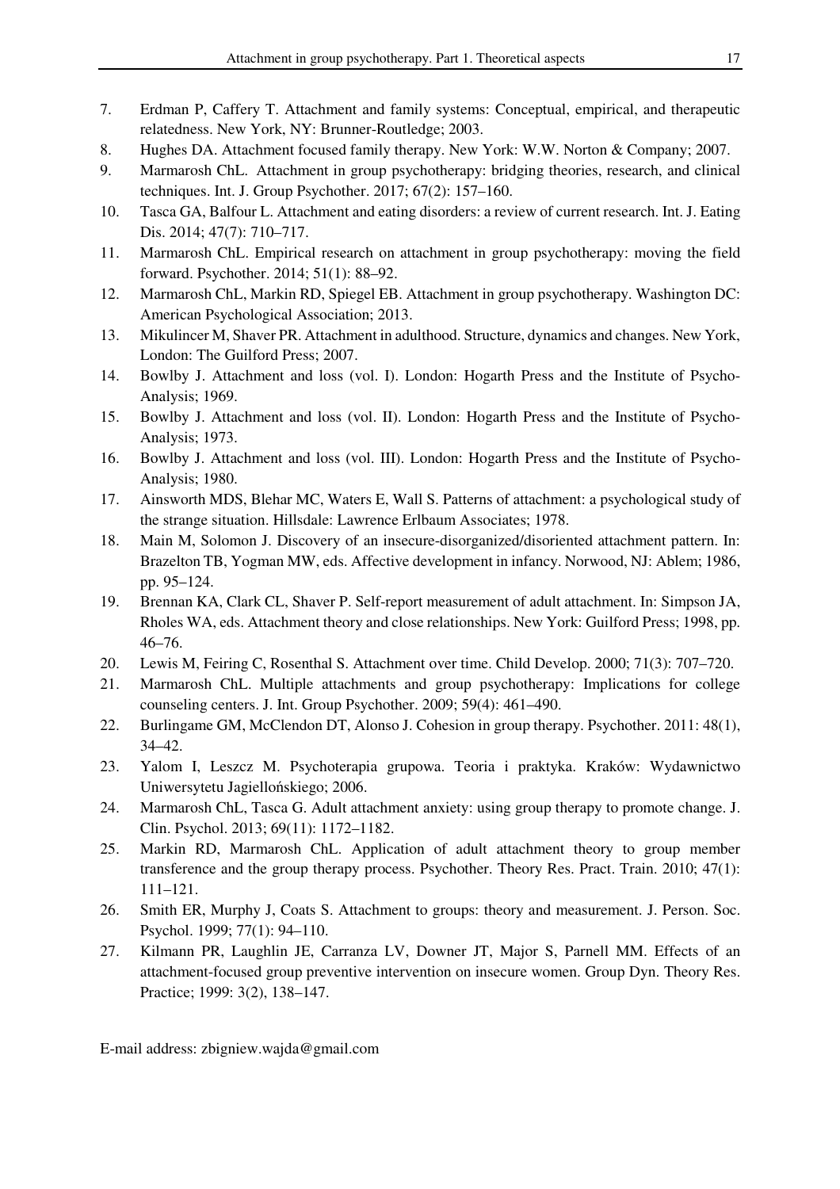7. Erdman P, Caffery T. Attachment and family systems: Conceptual, empirical, and therapeutic relatedness. New York, NY: Brunner-Routledge; 2003.
8. Hughes DA. Attachment focused family therapy. New York: W.W. Norton & Company; 2007.
9. Marmarosh ChL. Attachment in group psychotherapy: bridging theories, research, and clinical techniques. Int. J. Group Psychother. 2017; 67(2): 157–160.
10. Tasca GA, Balfour L. Attachment and eating disorders: a review of current research. Int. J. Eating Dis. 2014; 47(7): 710–717.
11. Marmarosh ChL. Empirical research on attachment in group psychotherapy: moving the field forward. Psychother. 2014; 51(1): 88–92.
12. Marmarosh ChL, Markin RD, Spiegel EB. Attachment in group psychotherapy. Washington DC: American Psychological Association; 2013.
13. Mikulincer M, Shaver PR. Attachment in adulthood. Structure, dynamics and changes. New York, London: The Guilford Press; 2007.
14. Bowlby J. Attachment and loss (vol. I). London: Hogarth Press and the Institute of Psycho-Analysis; 1969.
15. Bowlby J. Attachment and loss (vol. II). London: Hogarth Press and the Institute of Psycho-Analysis; 1973.
16. Bowlby J. Attachment and loss (vol. III). London: Hogarth Press and the Institute of Psycho-Analysis; 1980.
17. Ainsworth MDS, Blehar MC, Waters E, Wall S. Patterns of attachment: a psychological study of the strange situation. Hillsdale: Lawrence Erlbaum Associates; 1978.
18. Main M, Solomon J. Discovery of an insecure-disorganized/disoriented attachment pattern. In: Brazelton TB, Yogman MW, eds. Affective development in infancy. Norwood, NJ: Ablem; 1986, pp. 95–124.
19. Brennan KA, Clark CL, Shaver P. Self-report measurement of adult attachment. In: Simpson JA, Rholes WA, eds. Attachment theory and close relationships. New York: Guilford Press; 1998, pp. 46–76.
20. Lewis M, Feiring C, Rosenthal S. Attachment over time. Child Develop. 2000; 71(3): 707–720.
21. Marmarosh ChL. Multiple attachments and group psychotherapy: Implications for college counseling centers. J. Int. Group Psychother. 2009; 59(4): 461–490.
22. Burlingame GM, McClendon DT, Alonso J. Cohesion in group therapy. Psychother. 2011: 48(1), 34–42.
23. Yalom I, Leszcz M. Psychoterapia grupowa. Teoria i praktyka. Kraków: Wydawnictwo Uniwersytetu Jagiellońskiego; 2006.
24. Marmarosh ChL, Tasca G. Adult attachment anxiety: using group therapy to promote change. J. Clin. Psychol. 2013; 69(11): 1172–1182.
25. Markin RD, Marmarosh ChL. Application of adult attachment theory to group member transference and the group therapy process. Psychother. Theory Res. Pract. Train. 2010; 47(1): 111–121.
26. Smith ER, Murphy J, Coats S. Attachment to groups: theory and measurement. J. Person. Soc. Psychol. 1999; 77(1): 94–110.
27. Kilmann PR, Laughlin JE, Carranza LV, Downer JT, Major S, Parnell MM. Effects of an attachment-focused group preventive intervention on insecure women. Group Dyn. Theory Res. Practice; 1999: 3(2), 138–147.

E-mail address: zbigniew.wajda@gmail.com